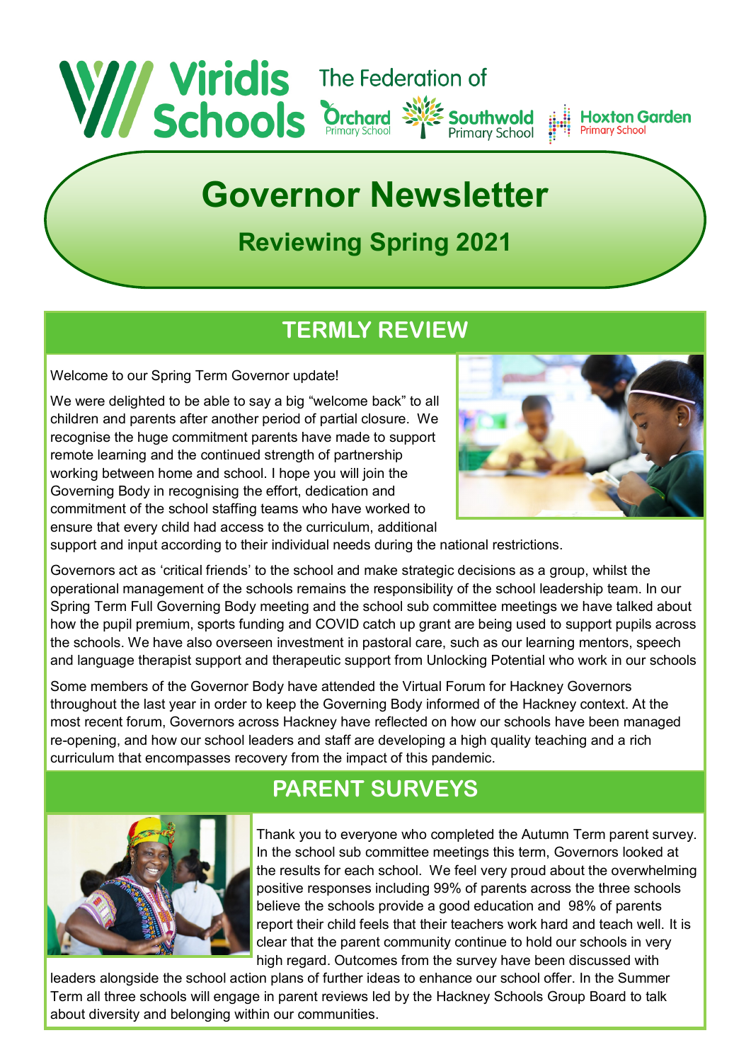Viridis Schools — The Federation of Orchard Primary School, Southwold Primary School, Hoxton Garden Primary School

# Governor Newsletter

## Reviewing Spring 2021

## TERMLY REVIEW

Welcome to our Spring Term Governor update!

We were delighted to be able to say a big "welcome back" to all children and parents after another period of partial closure. We recognise the huge commitment parents have made to support remote learning and the continued strength of partnership working between home and school. I hope you will join the Governing Body in recognising the effort, dedication and commitment of the school staffing teams who have worked to ensure that every child had access to the curriculum, additional support and input according to their individual needs during the national restrictions.

Governors act as 'critical friends' to the school and make strategic decisions as a group, whilst the operational management of the schools remains the responsibility of the school leadership team. In our Spring Term Full Governing Body meeting and the school sub committee meetings we have talked about how the pupil premium, sports funding and COVID catch up grant are being used to support pupils across the schools. We have also overseen investment in pastoral care, such as our learning mentors, speech and language therapist support and therapeutic support from Unlocking Potential who work in our schools

Some members of the Governor Body have attended the Virtual Forum for Hackney Governors throughout the last year in order to keep the Governing Body informed of the Hackney context. At the most recent forum, Governors across Hackney have reflected on how our schools have been managed re-opening, and how our school leaders and staff are developing a high quality teaching and a rich curriculum that encompasses recovery from the impact of this pandemic.

## PARENT SURVEYS

Thank you to everyone who completed the Autumn Term parent survey. In the school sub committee meetings this term, Governors looked at the results for each school. We feel very proud about the overwhelming positive responses including 99% of parents across the three schools believe the schools provide a good education and 98% of parents report their child feels that their teachers work hard and teach well. It is clear that the parent community continue to hold our schools in very high regard. Outcomes from the survey have been discussed with leaders alongside the school action plans of further ideas to enhance our school offer. In the Summer Term all three schools will engage in parent reviews led by the Hackney Schools Group Board to talk about diversity and belonging within our communities.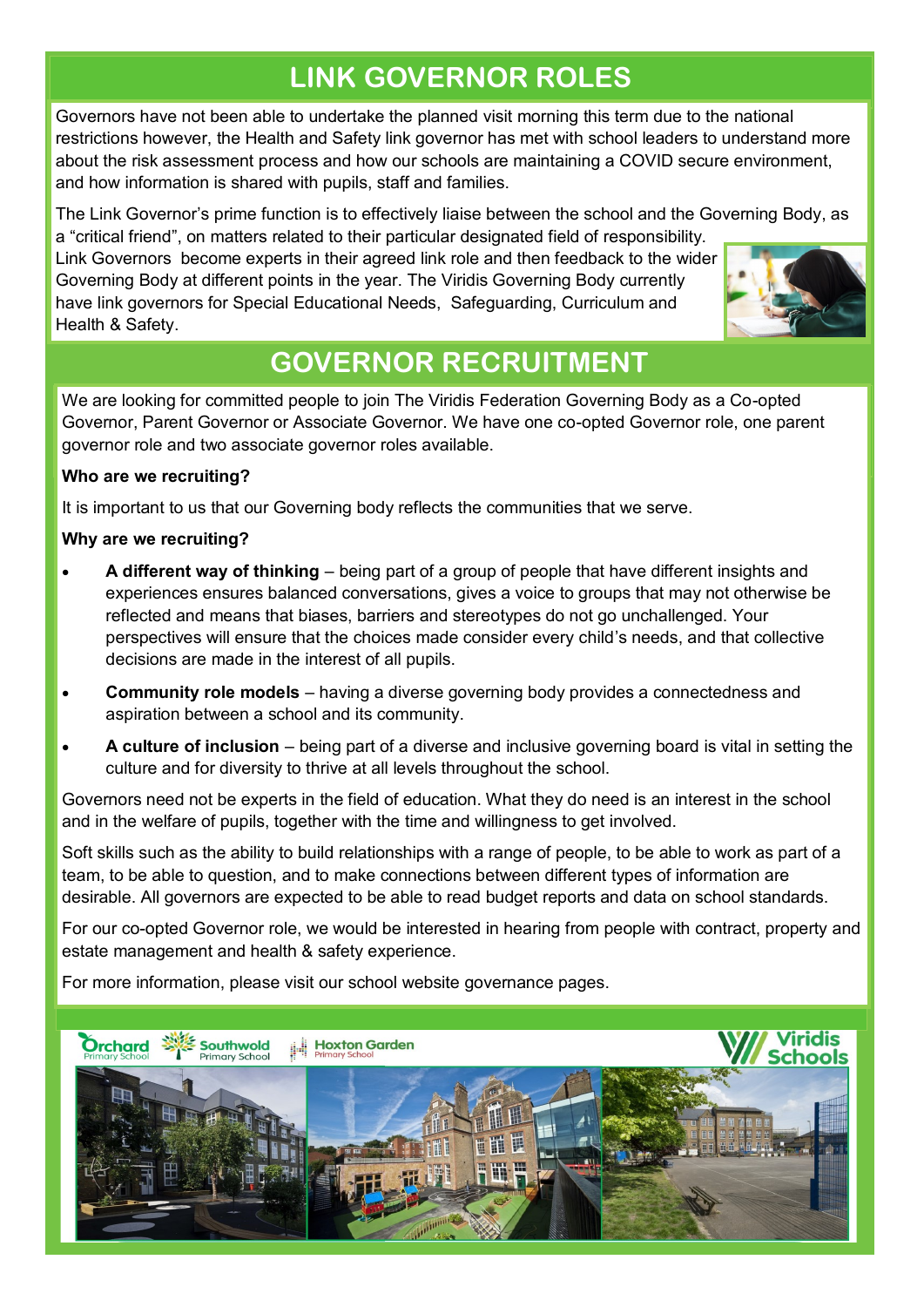## LINK GOVERNOR ROLES

Governors have not been able to undertake the planned visit morning this term due to the national restrictions however, the Health and Safety link governor has met with school leaders to understand more about the risk assessment process and how our schools are maintaining a COVID secure environment, and how information is shared with pupils, staff and families.

The Link Governor's prime function is to effectively liaise between the school and the Governing Body, as a "critical friend", on matters related to their particular designated field of responsibility. Link Governors become experts in their agreed link role and then feedback to the wider Governing Body at different points in the year. The Viridis Governing Body currently have link governors for Special Educational Needs, Safeguarding, Curriculum and Health & Safety.

## GOVERNOR RECRUITMENT

We are looking for committed people to join The Viridis Federation Governing Body as a Co-opted Governor, Parent Governor or Associate Governor. We have one co-opted Governor role, one parent governor role and two associate governor roles available.

**Who are we recruiting?**

It is important to us that our Governing body reflects the communities that we serve.

**Why are we recruiting?**

- **A different way of thinking** – being part of a group of people that have different insights and experiences ensures balanced conversations, gives a voice to groups that may not otherwise be reflected and means that biases, barriers and stereotypes do not go unchallenged. Your perspectives will ensure that the choices made consider every child's needs, and that collective decisions are made in the interest of all pupils.
- **Community role models** – having a diverse governing body provides a connectedness and aspiration between a school and its community.
- **A culture of inclusion** – being part of a diverse and inclusive governing board is vital in setting the culture and for diversity to thrive at all levels throughout the school.

Governors need not be experts in the field of education. What they do need is an interest in the school and in the welfare of pupils, together with the time and willingness to get involved.

Soft skills such as the ability to build relationships with a range of people, to be able to work as part of a team, to be able to question, and to make connections between different types of information are desirable. All governors are expected to be able to read budget reports and data on school standards.

For our co-opted Governor role, we would be interested in hearing from people with contract, property and estate management and health & safety experience.

For more information, please visit our school website governance pages.

Orchard Primary School | Southwold Primary School | Hoxton Garden Primary School | Viridis Schools